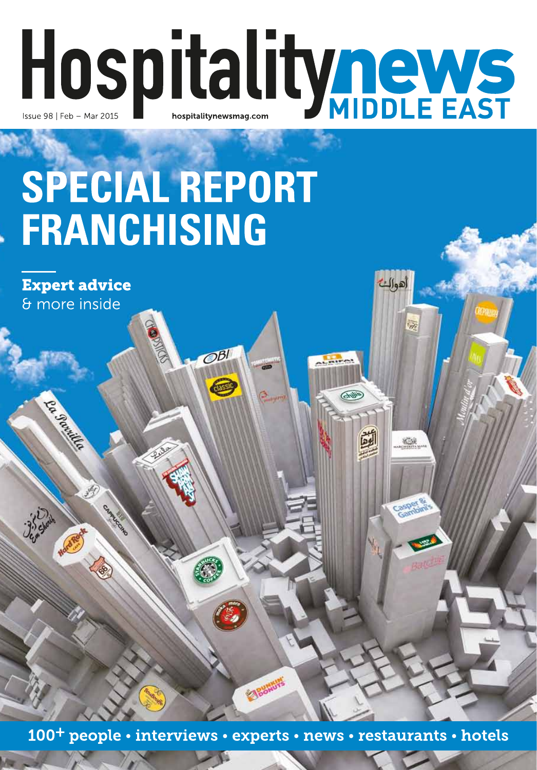# Hospitality news MIDDLE EAST

Issue 98 | Feb – Mar 2015

hospitalitynewsmag.com

# SPECIAL REPORT FRANCHISING

**Expert advice**
& more inside

100+ people • interviews • experts • news • restaurants • hotels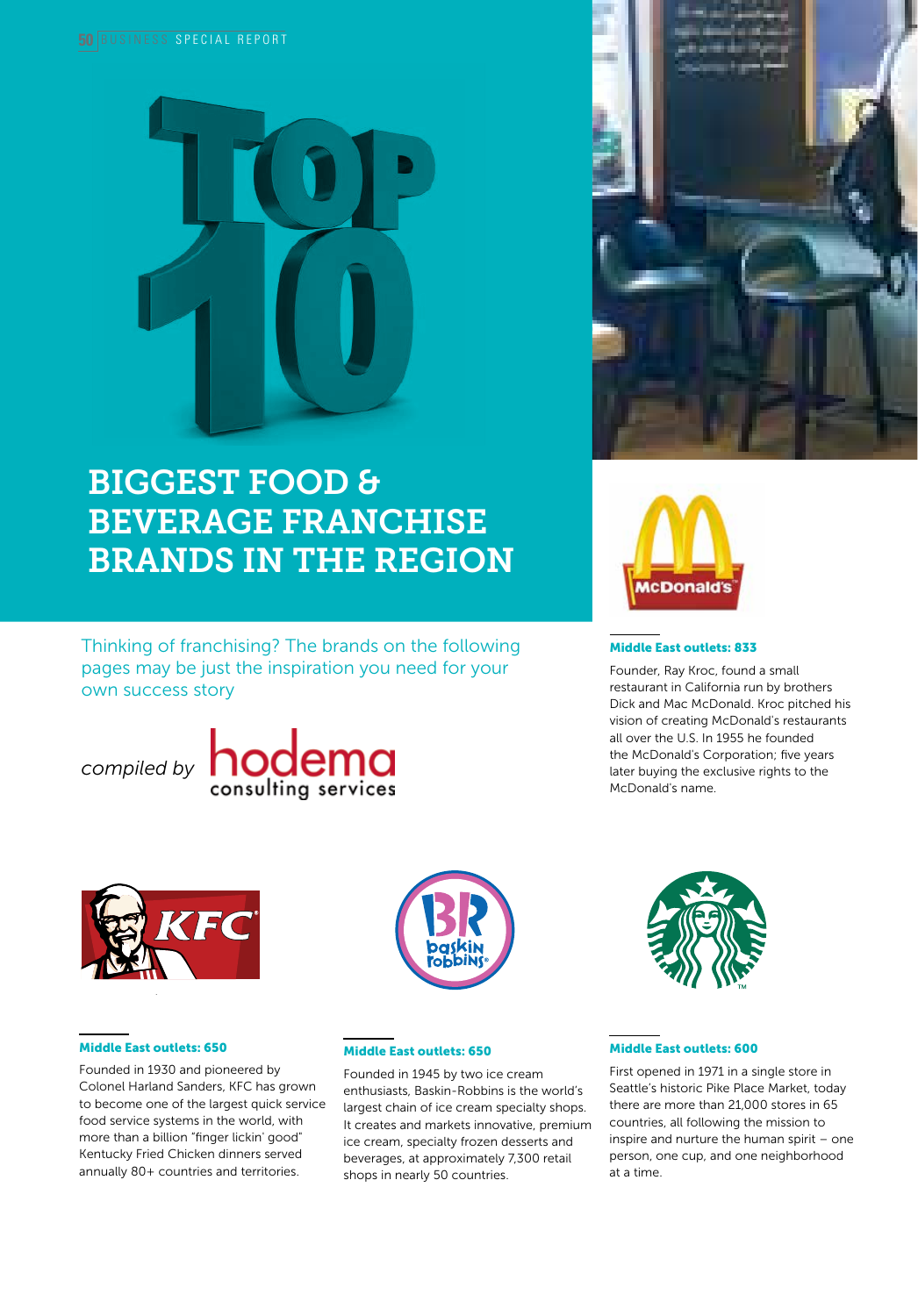# TOP 10

# BIGGEST FOOD & BEVERAGE FRANCHISE BRANDS IN THE REGION

Thinking of franchising? The brands on the following pages may be just the inspiration you need for your own success story

*compiled by* hodema consulting services

**Middle East outlets: 833**

Founder, Ray Kroc, found a small restaurant in California run by brothers Dick and Mac McDonald. Kroc pitched his vision of creating McDonald's restaurants all over the U.S. In 1955 he founded the McDonald's Corporation; five years later buying the exclusive rights to the McDonald's name.

**Middle East outlets: 650**

Founded in 1930 and pioneered by Colonel Harland Sanders, KFC has grown to become one of the largest quick service food service systems in the world, with more than a billion "finger lickin' good" Kentucky Fried Chicken dinners served annually 80+ countries and territories.

**Middle East outlets: 650**

Founded in 1945 by two ice cream enthusiasts, Baskin-Robbins is the world's largest chain of ice cream specialty shops. It creates and markets innovative, premium ice cream, specialty frozen desserts and beverages, at approximately 7,300 retail shops in nearly 50 countries.

**Middle East outlets: 600**

First opened in 1971 in a single store in Seattle's historic Pike Place Market, today there are more than 21,000 stores in 65 countries, all following the mission to inspire and nurture the human spirit – one person, one cup, and one neighborhood at a time.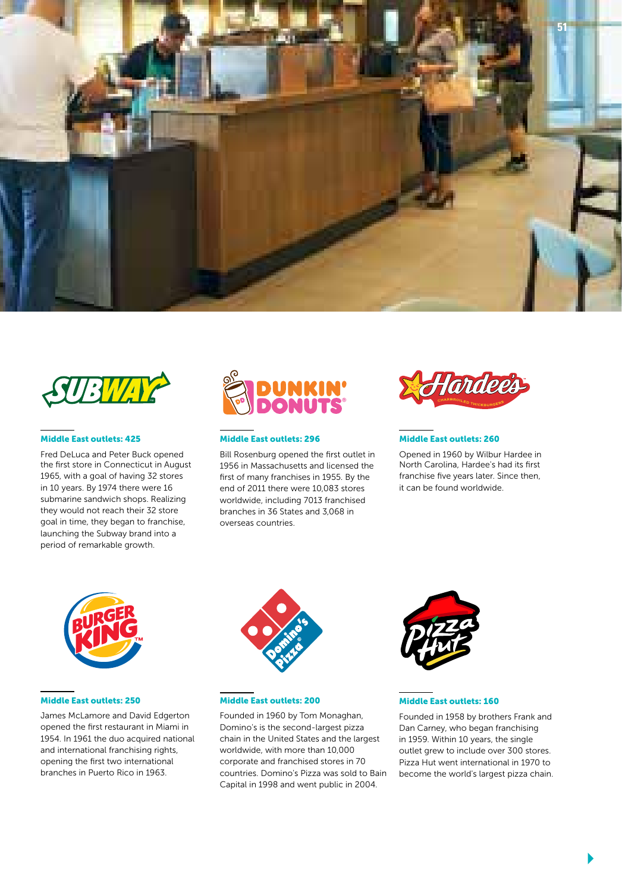## Subway

**Middle East outlets: 425**

Fred DeLuca and Peter Buck opened the first store in Connecticut in August 1965, with a goal of having 32 stores in 10 years. By 1974 there were 16 submarine sandwich shops. Realizing they would not reach their 32 store goal in time, they began to franchise, launching the Subway brand into a period of remarkable growth.

## Dunkin' Donuts

**Middle East outlets: 296**

Bill Rosenburg opened the first outlet in 1956 in Massachusetts and licensed the first of many franchises in 1955. By the end of 2011 there were 10,083 stores worldwide, including 7013 franchised branches in 36 States and 3,068 in overseas countries.

## Hardee's

**Middle East outlets: 260**

Opened in 1960 by Wilbur Hardee in North Carolina, Hardee's had its first franchise five years later. Since then, it can be found worldwide.

## Burger King

**Middle East outlets: 250**

James McLamore and David Edgerton opened the first restaurant in Miami in 1954. In 1961 the duo acquired national and international franchising rights, opening the first two international branches in Puerto Rico in 1963.

## Domino's Pizza

**Middle East outlets: 200**

Founded in 1960 by Tom Monaghan, Domino's is the second-largest pizza chain in the United States and the largest worldwide, with more than 10,000 corporate and franchised stores in 70 countries. Domino's Pizza was sold to Bain Capital in 1998 and went public in 2004.

## Pizza Hut

**Middle East outlets: 160**

Founded in 1958 by brothers Frank and Dan Carney, who began franchising in 1959. Within 10 years, the single outlet grew to include over 300 stores. Pizza Hut went international in 1970 to become the world's largest pizza chain.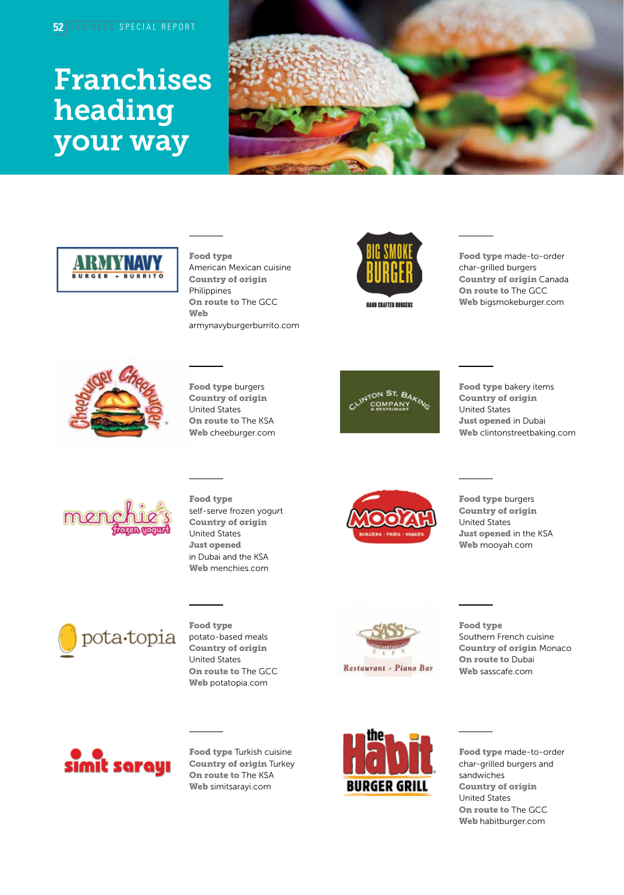# Franchises heading your way

**Army Navy Burger + Burrito**

**Food type** American Mexican cuisine
**Country of origin** Philippines
**On route to** The GCC
**Web** armynavyburgerburrito.com

**Big Smoke Burger**

**Food type** made-to-order char-grilled burgers
**Country of origin** Canada
**On route to** The GCC
**Web** bigsmokeburger.com

**Cheeburger Cheeburger**

**Food type** burgers
**Country of origin** United States
**On route to** The KSA
**Web** cheeburger.com

**Clinton St. Baking Company & Restaurant**

**Food type** bakery items
**Country of origin** United States
**Just opened** in Dubai
**Web** clintonstreetbaking.com

**Menchie's Frozen Yogurt**

**Food type** self-serve frozen yogurt
**Country of origin** United States
**Just opened** in Dubai and the KSA
**Web** menchies.com

**MOOYAH**

**Food type** burgers
**Country of origin** United States
**Just opened** in the KSA
**Web** mooyah.com

**pota·topia**

**Food type** potato-based meals
**Country of origin** United States
**On route to** The GCC
**Web** potatopia.com

**Sass Café Restaurant - Piano Bar**

**Food type** Southern French cuisine
**Country of origin** Monaco
**On route to** Dubai
**Web** sasscafe.com

**Simit Sarayı**

**Food type** Turkish cuisine
**Country of origin** Turkey
**On route to** The KSA
**Web** simitsarayi.com

**The Habit Burger Grill**

**Food type** made-to-order char-grilled burgers and sandwiches
**Country of origin** United States
**On route to** The GCC
**Web** habitburger.com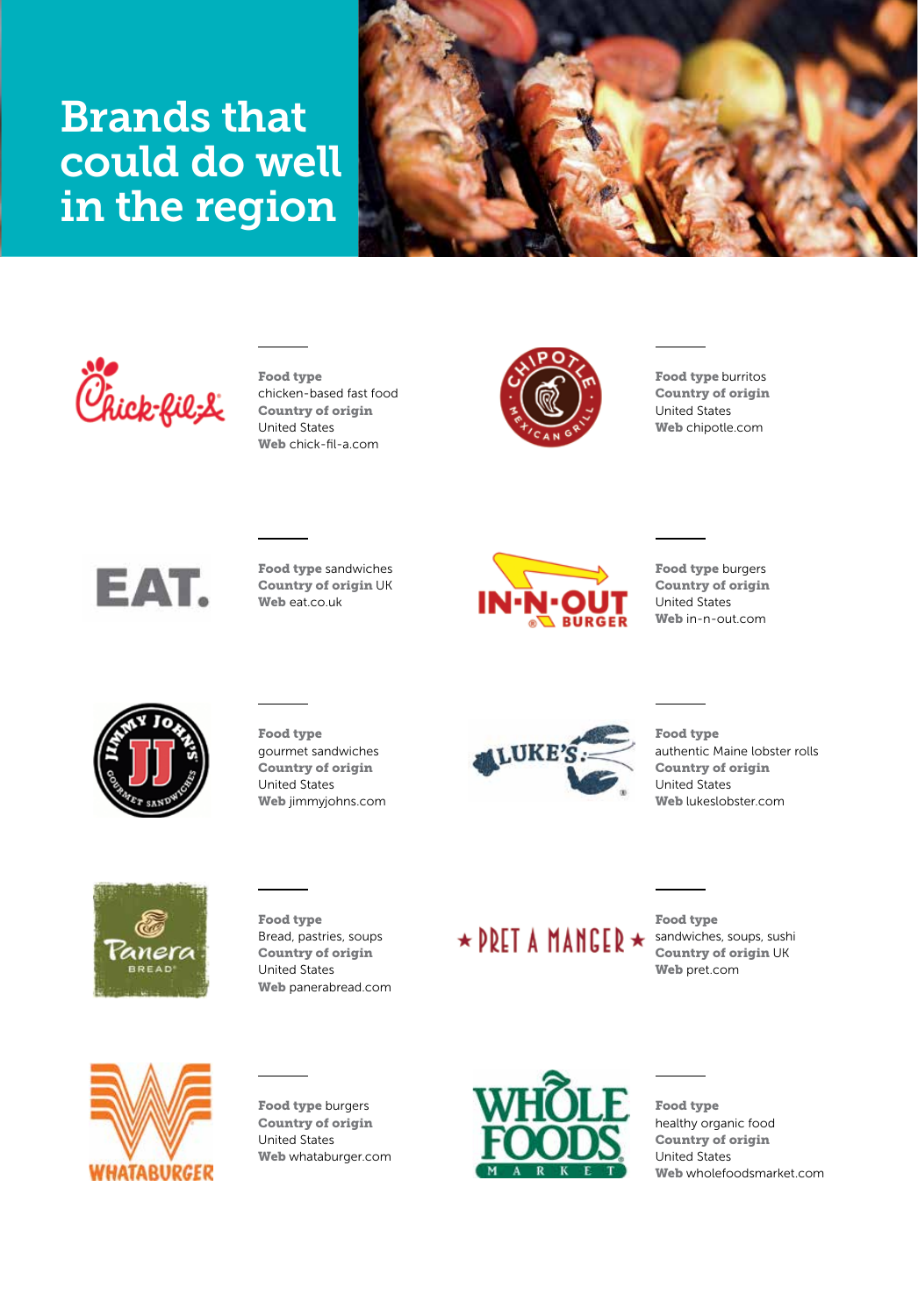# Brands that could do well in the region

**Chick-fil-A**

**Food type** chicken-based fast food
**Country of origin** United States
**Web** chick-fil-a.com

**Chipotle Mexican Grill**

**Food type** burritos
**Country of origin** United States
**Web** chipotle.com

**EAT.**

**Food type** sandwiches
**Country of origin** UK
**Web** eat.co.uk

**In-N-Out Burger**

**Food type** burgers
**Country of origin** United States
**Web** in-n-out.com

**Jimmy John's Gourmet Sandwiches**

**Food type** gourmet sandwiches
**Country of origin** United States
**Web** jimmyjohns.com

**Luke's**

**Food type** authentic Maine lobster rolls
**Country of origin** United States
**Web** lukeslobster.com

**Panera Bread**

**Food type** Bread, pastries, soups
**Country of origin** United States
**Web** panerabread.com

**Pret A Manger**

**Food type** sandwiches, soups, sushi
**Country of origin** UK
**Web** pret.com

**Whataburger**

**Food type** burgers
**Country of origin** United States
**Web** whataburger.com

**Whole Foods Market**

**Food type** healthy organic food
**Country of origin** United States
**Web** wholefoodsmarket.com